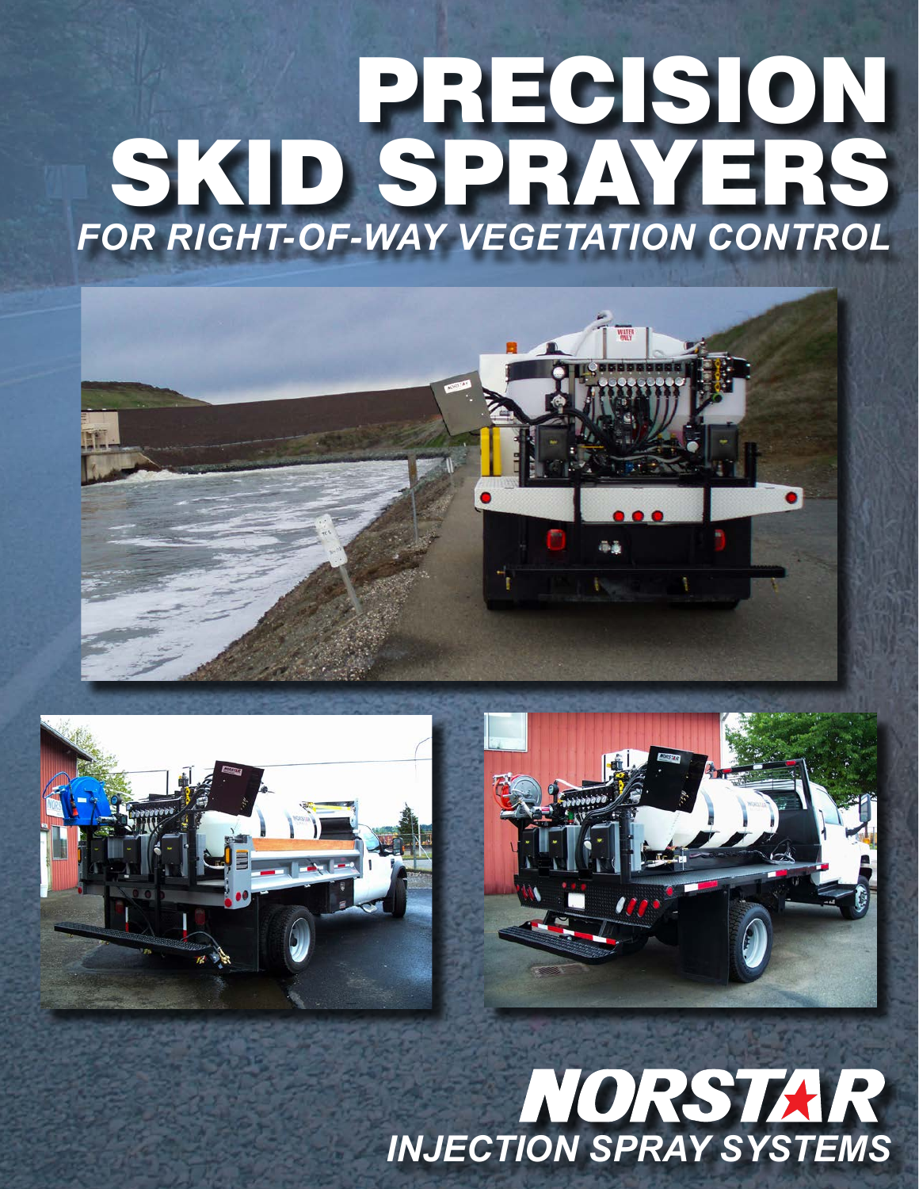# PRECISION SKID SPRAYERS

## *FOR RIGHT-OF-WAY VEGETATION CONTROL*

# NORSTAR

## *INJECTION SPRAY SYSTEMS*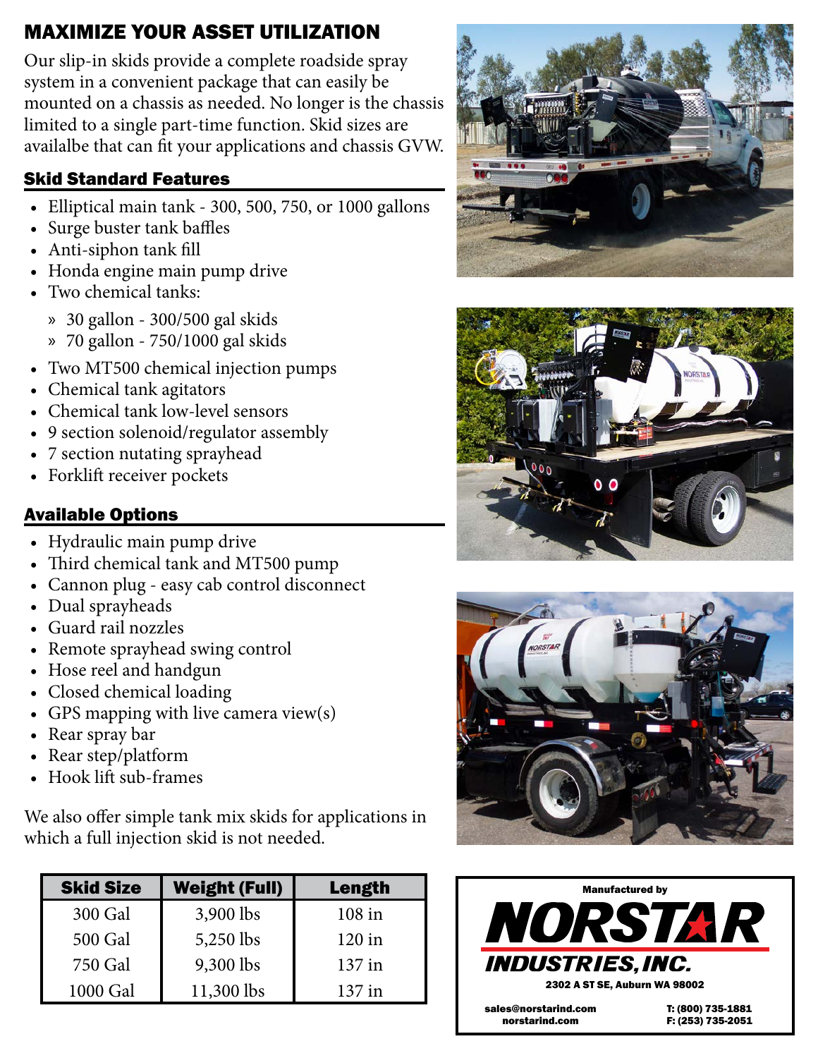# MAXIMIZE YOUR ASSET UTILIZATION

Our slip-in skids provide a complete roadside spray system in a convenient package that can easily be mounted on a chassis as needed. No longer is the chassis limited to a single part-time function. Skid sizes are availalbe that can fit your applications and chassis GVW.

## Skid Standard Features

- Elliptical main tank - 300, 500, 750, or 1000 gallons
- Surge buster tank baffles
- Anti-siphon tank fill
- Honda engine main pump drive
- Two chemical tanks:
  - 30 gallon - 300/500 gal skids
  - 70 gallon - 750/1000 gal skids
- Two MT500 chemical injection pumps
- Chemical tank agitators
- Chemical tank low-level sensors
- 9 section solenoid/regulator assembly
- 7 section nutating sprayhead
- Forklift receiver pockets

## Available Options

- Hydraulic main pump drive
- Third chemical tank and MT500 pump
- Cannon plug - easy cab control disconnect
- Dual sprayheads
- Guard rail nozzles
- Remote sprayhead swing control
- Hose reel and handgun
- Closed chemical loading
- GPS mapping with live camera view(s)
- Rear spray bar
- Rear step/platform
- Hook lift sub-frames

We also offer simple tank mix skids for applications in which a full injection skid is not needed.

| Skid Size | Weight (Full) | Length |
|---|---|---|
| 300 Gal | 3,900 lbs | 108 in |
| 500 Gal | 5,250 lbs | 120 in |
| 750 Gal | 9,300 lbs | 137 in |
| 1000 Gal | 11,300 lbs | 137 in |

Manufactured by

**NORSTAR INDUSTRIES, INC.**

2302 A ST SE, Auburn WA 98002

sales@norstarind.com
norstarind.com

T: (800) 735-1881
F: (253) 735-2051